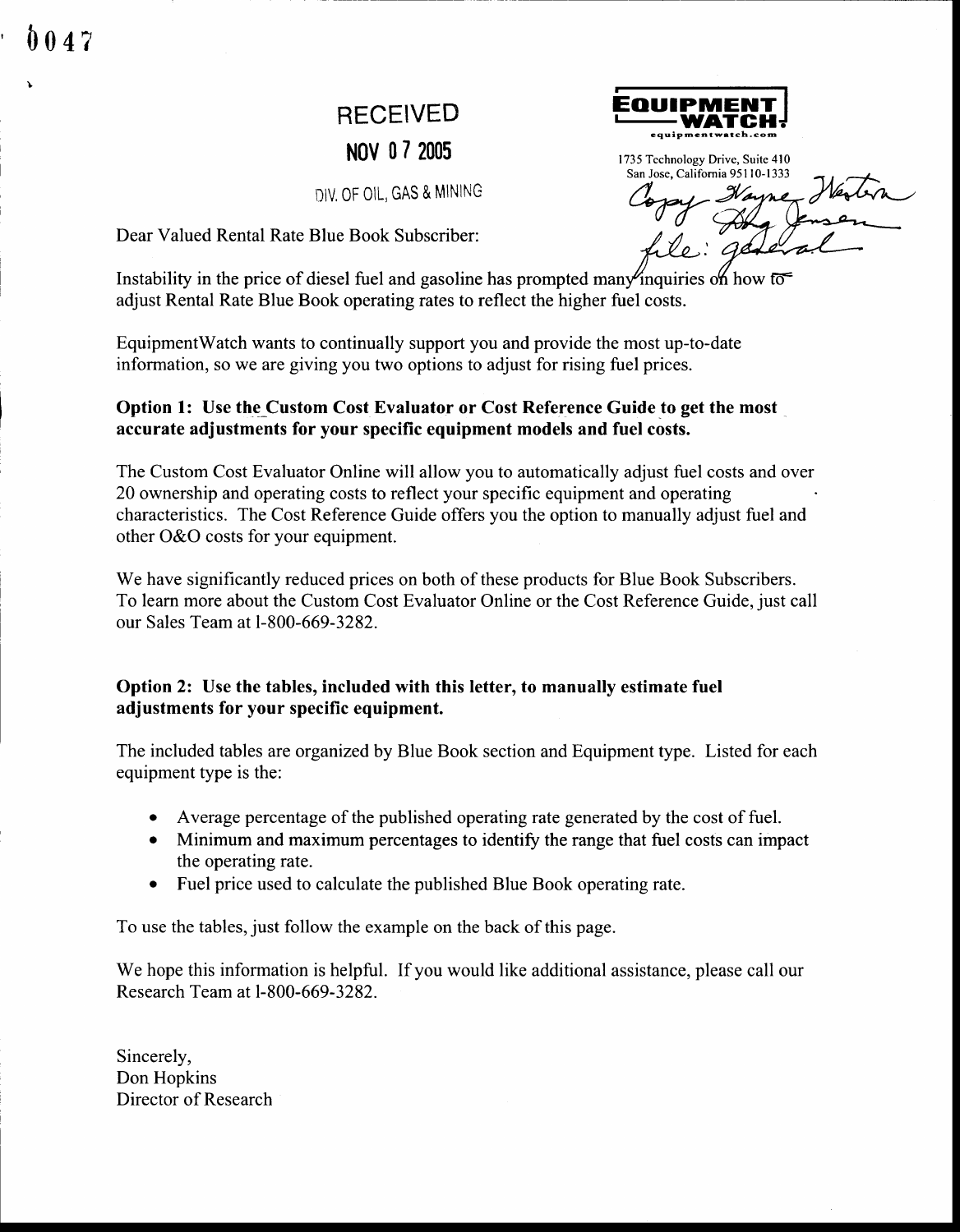0047

RECEIVED

NOV 07 2005

DIV. OF OIL, GAS & MINING

**EQUIPMENT WATCH**
equipmentwatch.com

1735 Technology Drive, Suite 410
San Jose, California 95110-1333

Copy Wayne Western
Doug Jensen
file: general

Dear Valued Rental Rate Blue Book Subscriber:

Instability in the price of diesel fuel and gasoline has prompted many inquiries on how to adjust Rental Rate Blue Book operating rates to reflect the higher fuel costs.

EquipmentWatch wants to continually support you and provide the most up-to-date information, so we are giving you two options to adjust for rising fuel prices.

**Option 1: Use the Custom Cost Evaluator or Cost Reference Guide to get the most accurate adjustments for your specific equipment models and fuel costs.**

The Custom Cost Evaluator Online will allow you to automatically adjust fuel costs and over 20 ownership and operating costs to reflect your specific equipment and operating characteristics. The Cost Reference Guide offers you the option to manually adjust fuel and other O&O costs for your equipment.

We have significantly reduced prices on both of these products for Blue Book Subscribers. To learn more about the Custom Cost Evaluator Online or the Cost Reference Guide, just call our Sales Team at 1-800-669-3282.

**Option 2: Use the tables, included with this letter, to manually estimate fuel adjustments for your specific equipment.**

The included tables are organized by Blue Book section and Equipment type. Listed for each equipment type is the:

- Average percentage of the published operating rate generated by the cost of fuel.
- Minimum and maximum percentages to identify the range that fuel costs can impact the operating rate.
- Fuel price used to calculate the published Blue Book operating rate.

To use the tables, just follow the example on the back of this page.

We hope this information is helpful. If you would like additional assistance, please call our Research Team at 1-800-669-3282.

Sincerely,
Don Hopkins
Director of Research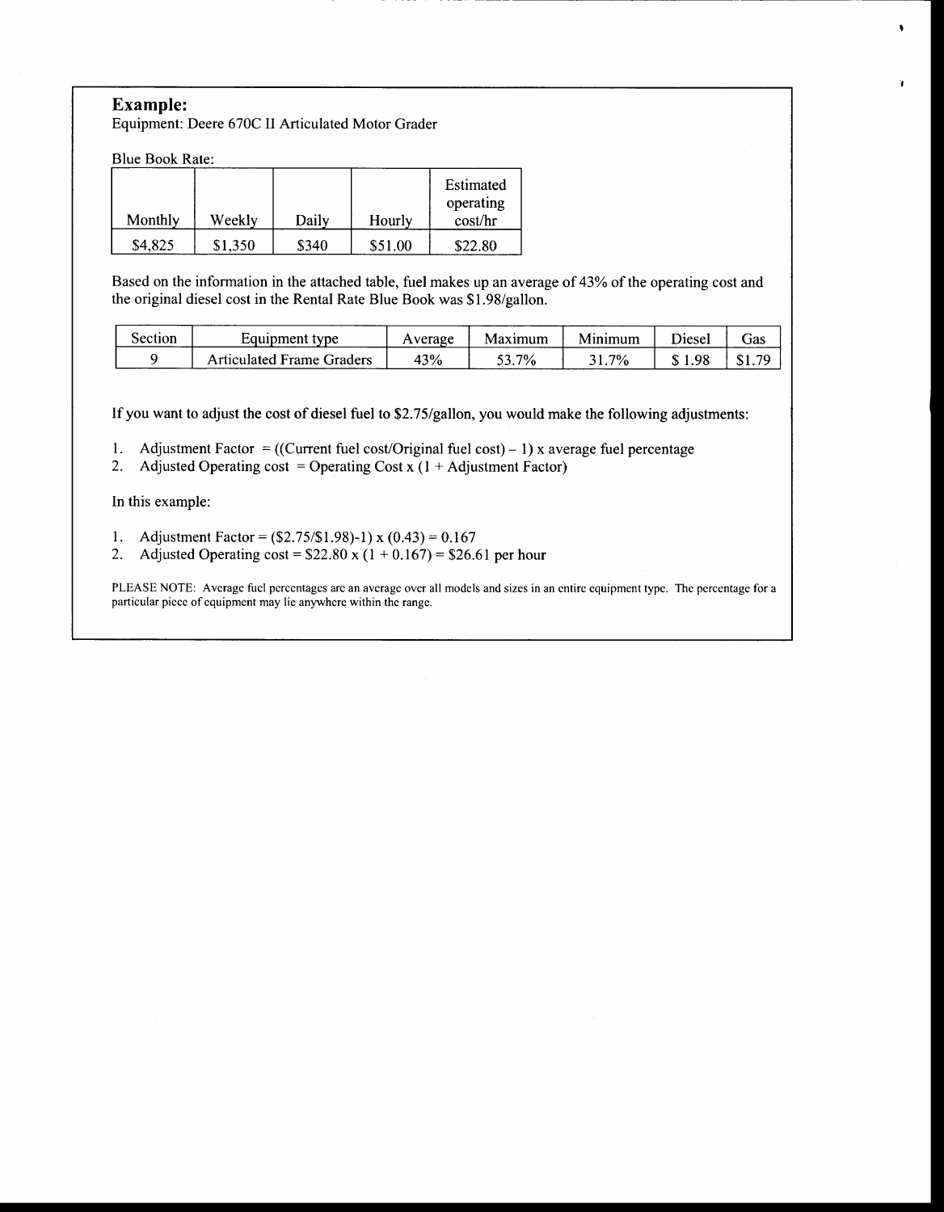## Example:

Equipment: Deere 670C II Articulated Motor Grader

Blue Book Rate:

| Monthly | Weekly | Daily | Hourly | Estimated operating cost/hr |
|---|---|---|---|---|
| $4,825 | $1,350 | $340 | $51.00 | $22.80 |

Based on the information in the attached table, fuel makes up an average of 43% of the operating cost and the original diesel cost in the Rental Rate Blue Book was $1.98/gallon.

| Section | Equipment type | Average | Maximum | Minimum | Diesel | Gas |
|---|---|---|---|---|---|---|
| 9 | Articulated Frame Graders | 43% | 53.7% | 31.7% | $ 1.98 | $1.79 |

If you want to adjust the cost of diesel fuel to $2.75/gallon, you would make the following adjustments:

1. Adjustment Factor = ((Current fuel cost/Original fuel cost) – 1) x average fuel percentage
2. Adjusted Operating cost = Operating Cost x (1 + Adjustment Factor)

In this example:

1. Adjustment Factor = ($2.75/$1.98)-1) x (0.43) = 0.167
2. Adjusted Operating cost = $22.80 x (1 + 0.167) = $26.61 per hour

PLEASE NOTE: Average fuel percentages are an average over all models and sizes in an entire equipment type. The percentage for a particular piece of equipment may lie anywhere within the range.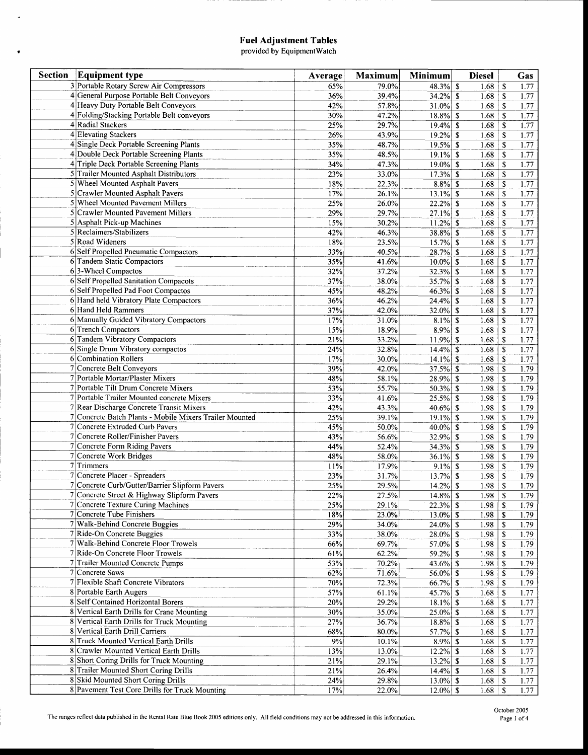# Fuel Adjustment Tables

provided by EquipmentWatch

| Section | Equipment type | Average | Maximum | Minimum | Diesel | Gas |
|---|---|---|---|---|---|---|
| 3 | Portable Rotary Screw Air Compressors | 65% | 79.0% | 48.3% | $ 1.68 | $ 1.77 |
| 4 | General Purpose Portable Belt Conveyors | 36% | 39.4% | 34.2% | $ 1.68 | $ 1.77 |
| 4 | Heavy Duty Portable Belt Conveyors | 42% | 57.8% | 31.0% | $ 1.68 | $ 1.77 |
| 4 | Folding/Stacking Portable Belt conveyors | 30% | 47.2% | 18.8% | $ 1.68 | $ 1.77 |
| 4 | Radial Stackers | 25% | 29.7% | 19.4% | $ 1.68 | $ 1.77 |
| 4 | Elevating Stackers | 26% | 43.9% | 19.2% | $ 1.68 | $ 1.77 |
| 4 | Single Deck Portable Screening Plants | 35% | 48.7% | 19.5% | $ 1.68 | $ 1.77 |
| 4 | Double Deck Portable Screening Plants | 35% | 48.5% | 19.1% | $ 1.68 | $ 1.77 |
| 4 | Triple Deck Portable Screening Plants | 34% | 47.3% | 19.0% | $ 1.68 | $ 1.77 |
| 5 | Trailer Mounted Asphalt Distributors | 23% | 33.0% | 17.3% | $ 1.68 | $ 1.77 |
| 5 | Wheel Mounted Asphalt Pavers | 18% | 22.3% | 8.8% | $ 1.68 | $ 1.77 |
| 5 | Crawler Mounted Asphalt Pavers | 17% | 26.1% | 13.1% | $ 1.68 | $ 1.77 |
| 5 | Wheel Mounted Pavement Millers | 25% | 26.0% | 22.2% | $ 1.68 | $ 1.77 |
| 5 | Crawler Mounted Pavement Millers | 29% | 29.7% | 27.1% | $ 1.68 | $ 1.77 |
| 5 | Asphalt Pick-up Machines | 15% | 30.2% | 11.2% | $ 1.68 | $ 1.77 |
| 5 | Reclaimers/Stabilizers | 42% | 46.3% | 38.8% | $ 1.68 | $ 1.77 |
| 5 | Road Wideners | 18% | 23.5% | 15.7% | $ 1.68 | $ 1.77 |
| 6 | Self Propelled Pneumatic Compactors | 33% | 40.5% | 28.7% | $ 1.68 | $ 1.77 |
| 6 | Tandem Static Compactors | 35% | 41.6% | 10.0% | $ 1.68 | $ 1.77 |
| 6 | 3-Wheel Compactos | 32% | 37.2% | 32.3% | $ 1.68 | $ 1.77 |
| 6 | Self Propelled Sanitation Compacots | 37% | 38.0% | 35.7% | $ 1.68 | $ 1.77 |
| 6 | Self Propelled Pad Foot Compactos | 45% | 48.2% | 46.3% | $ 1.68 | $ 1.77 |
| 6 | Hand held Vibratory Plate Compactors | 36% | 46.2% | 24.4% | $ 1.68 | $ 1.77 |
| 6 | Hand Held Rammers | 37% | 42.0% | 32.0% | $ 1.68 | $ 1.77 |
| 6 | Manually Guided Vibratory Compactors | 17% | 31.0% | 8.1% | $ 1.68 | $ 1.77 |
| 6 | Trench Compactors | 15% | 18.9% | 8.9% | $ 1.68 | $ 1.77 |
| 6 | Tandem Vibratory Compactors | 21% | 33.2% | 11.9% | $ 1.68 | $ 1.77 |
| 6 | Single Drum Vibratory compactos | 24% | 32.8% | 14.4% | $ 1.68 | $ 1.77 |
| 6 | Combination Rollers | 17% | 30.0% | 14.1% | $ 1.68 | $ 1.77 |
| 7 | Concrete Belt Conveyors | 39% | 42.0% | 37.5% | $ 1.98 | $ 1.79 |
| 7 | Portable Mortar/Plaster Mixers | 48% | 58.1% | 28.9% | $ 1.98 | $ 1.79 |
| 7 | Portable Tilt Drum Concrete Mixers | 53% | 55.7% | 50.3% | $ 1.98 | $ 1.79 |
| 7 | Portable Trailer Mounted concrete Mixers | 33% | 41.6% | 25.5% | $ 1.98 | $ 1.79 |
| 7 | Rear Discharge Concrete Transit Mixers | 42% | 43.3% | 40.6% | $ 1.98 | $ 1.79 |
| 7 | Concrete Batch Plants - Mobile Mixers Trailer Mounted | 25% | 39.1% | 19.1% | $ 1.98 | $ 1.79 |
| 7 | Concrete Extruded Curb Pavers | 45% | 50.0% | 40.0% | $ 1.98 | $ 1.79 |
| 7 | Concrete Roller/Finisher Pavers | 43% | 56.6% | 32.9% | $ 1.98 | $ 1.79 |
| 7 | Concrete Form Riding Pavers | 44% | 52.4% | 34.3% | $ 1.98 | $ 1.79 |
| 7 | Concrete Work Bridges | 48% | 58.0% | 36.1% | $ 1.98 | $ 1.79 |
| 7 | Trimmers | 11% | 17.9% | 9.1% | $ 1.98 | $ 1.79 |
| 7 | Concrete Placer - Spreaders | 23% | 31.7% | 13.7% | $ 1.98 | $ 1.79 |
| 7 | Concrete Curb/Gutter/Barrier Slipform Pavers | 25% | 29.5% | 14.2% | $ 1.98 | $ 1.79 |
| 7 | Concrete Street & Highway Slipform Pavers | 22% | 27.5% | 14.8% | $ 1.98 | $ 1.79 |
| 7 | Concrete Texture Curing Machines | 25% | 29.1% | 22.3% | $ 1.98 | $ 1.79 |
| 7 | Concrete Tube Finishers | 18% | 23.0% | 13.0% | $ 1.98 | $ 1.79 |
| 7 | Walk-Behind Concrete Buggies | 29% | 34.0% | 24.0% | $ 1.98 | $ 1.79 |
| 7 | Ride-On Concrete Buggies | 33% | 38.0% | 28.0% | $ 1.98 | $ 1.79 |
| 7 | Walk-Behind Concrete Floor Trowels | 66% | 69.7% | 57.0% | $ 1.98 | $ 1.79 |
| 7 | Ride-On Concrete Floor Trowels | 61% | 62.2% | 59.2% | $ 1.98 | $ 1.79 |
| 7 | Trailer Mounted Concrete Pumps | 53% | 70.2% | 43.6% | $ 1.98 | $ 1.79 |
| 7 | Concrete Saws | 62% | 71.6% | 56.0% | $ 1.98 | $ 1.79 |
| 7 | Flexible Shaft Concrete Vibrators | 70% | 72.3% | 66.7% | $ 1.98 | $ 1.79 |
| 8 | Portable Earth Augers | 57% | 61.1% | 45.7% | $ 1.68 | $ 1.77 |
| 8 | Self Contained Horizontal Borers | 20% | 29.2% | 18.1% | $ 1.68 | $ 1.77 |
| 8 | Vertical Earth Drills for Crane Mounting | 30% | 35.0% | 25.0% | $ 1.68 | $ 1.77 |
| 8 | Vertical Earth Drills for Truck Mounting | 27% | 36.7% | 18.8% | $ 1.68 | $ 1.77 |
| 8 | Vertical Earth Drill Carriers | 68% | 80.0% | 57.7% | $ 1.68 | $ 1.77 |
| 8 | Truck Mounted Vertical Earth Drills | 9% | 10.1% | 8.9% | $ 1.68 | $ 1.77 |
| 8 | Crawler Mounted Vertical Earth Drills | 13% | 13.0% | 12.2% | $ 1.68 | $ 1.77 |
| 8 | Short Coring Drills for Truck Mounting | 21% | 29.1% | 13.2% | $ 1.68 | $ 1.77 |
| 8 | Trailer Mounted Short Coring Drills | 21% | 26.4% | 14.4% | $ 1.68 | $ 1.77 |
| 8 | Skid Mounted Short Coring Drills | 24% | 29.8% | 13.0% | $ 1.68 | $ 1.77 |
| 8 | Pavement Test Core Drills for Truck Mounting | 17% | 22.0% | 12.0% | $ 1.68 | $ 1.77 |

The ranges reflect data published in the Rental Rate Blue Book 2005 editions only. All field conditions may not be addressed in this information.

October 2005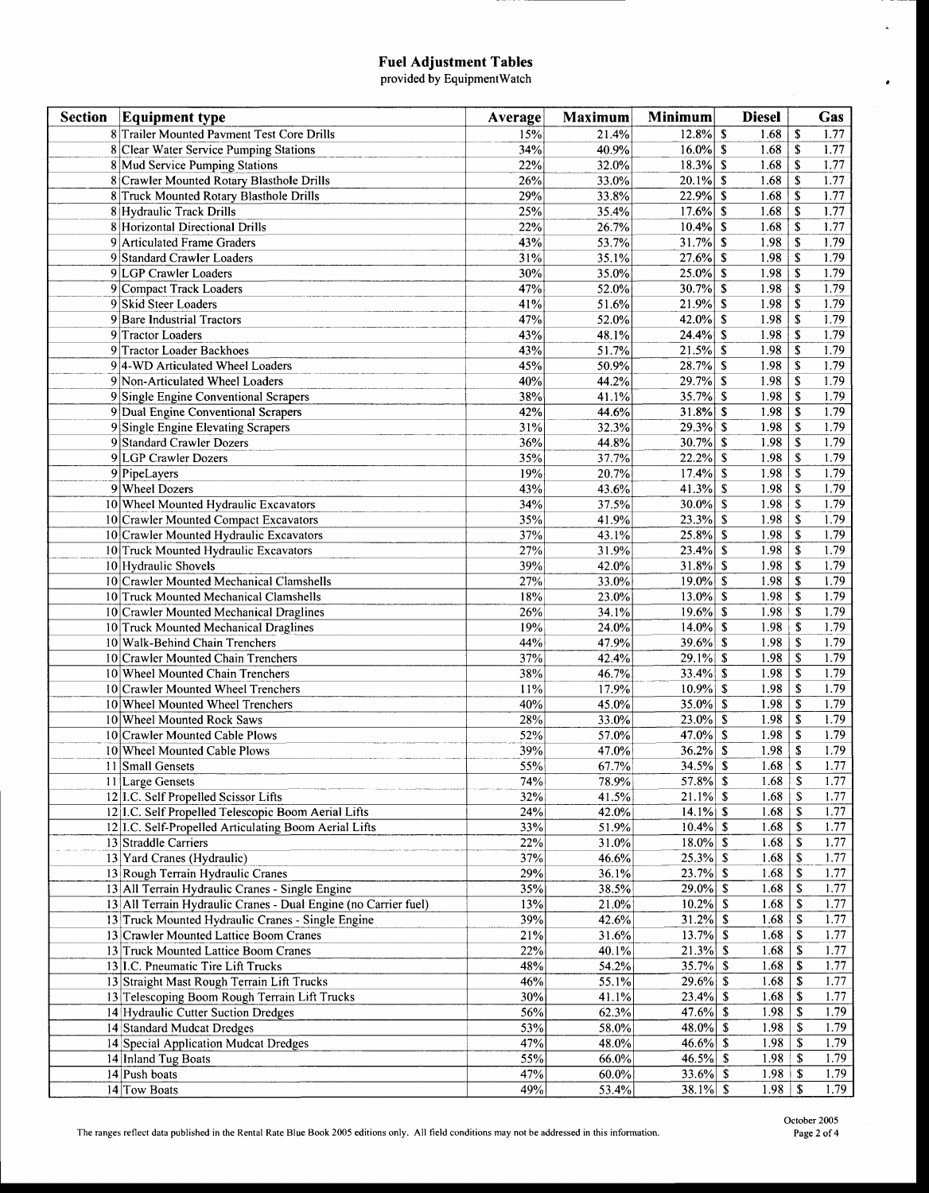# Fuel Adjustment Tables

provided by EquipmentWatch

| Section | Equipment type | Average | Maximum | Minimum | Diesel | Gas |
|---|---|---|---|---|---|---|
| 8 | Trailer Mounted Payment Test Core Drills | 15% | 21.4% | 12.8% | $ 1.68 | $ 1.77 |
| 8 | Clear Water Service Pumping Stations | 34% | 40.9% | 16.0% | $ 1.68 | $ 1.77 |
| 8 | Mud Service Pumping Stations | 22% | 32.0% | 18.3% | $ 1.68 | $ 1.77 |
| 8 | Crawler Mounted Rotary Blasthole Drills | 26% | 33.0% | 20.1% | $ 1.68 | $ 1.77 |
| 8 | Truck Mounted Rotary Blasthole Drills | 29% | 33.8% | 22.9% | $ 1.68 | $ 1.77 |
| 8 | Hydraulic Track Drills | 25% | 35.4% | 17.6% | $ 1.68 | $ 1.77 |
| 8 | Horizontal Directional Drills | 22% | 26.7% | 10.4% | $ 1.68 | $ 1.77 |
| 9 | Articulated Frame Graders | 43% | 53.7% | 31.7% | $ 1.98 | $ 1.79 |
| 9 | Standard Crawler Loaders | 31% | 35.1% | 27.6% | $ 1.98 | $ 1.79 |
| 9 | LGP Crawler Loaders | 30% | 35.0% | 25.0% | $ 1.98 | $ 1.79 |
| 9 | Compact Track Loaders | 47% | 52.0% | 30.7% | $ 1.98 | $ 1.79 |
| 9 | Skid Steer Loaders | 41% | 51.6% | 21.9% | $ 1.98 | $ 1.79 |
| 9 | Bare Industrial Tractors | 47% | 52.0% | 42.0% | $ 1.98 | $ 1.79 |
| 9 | Tractor Loaders | 43% | 48.1% | 24.4% | $ 1.98 | $ 1.79 |
| 9 | Tractor Loader Backhoes | 43% | 51.7% | 21.5% | $ 1.98 | $ 1.79 |
| 9 | 4-WD Articulated Wheel Loaders | 45% | 50.9% | 28.7% | $ 1.98 | $ 1.79 |
| 9 | Non-Articulated Wheel Loaders | 40% | 44.2% | 29.7% | $ 1.98 | $ 1.79 |
| 9 | Single Engine Conventional Scrapers | 38% | 41.1% | 35.7% | $ 1.98 | $ 1.79 |
| 9 | Dual Engine Conventional Scrapers | 42% | 44.6% | 31.8% | $ 1.98 | $ 1.79 |
| 9 | Single Engine Elevating Scrapers | 31% | 32.3% | 29.3% | $ 1.98 | $ 1.79 |
| 9 | Standard Crawler Dozers | 36% | 44.8% | 30.7% | $ 1.98 | $ 1.79 |
| 9 | LGP Crawler Dozers | 35% | 37.7% | 22.2% | $ 1.98 | $ 1.79 |
| 9 | PipeLayers | 19% | 20.7% | 17.4% | $ 1.98 | $ 1.79 |
| 9 | Wheel Dozers | 43% | 43.6% | 41.3% | $ 1.98 | $ 1.79 |
| 10 | Wheel Mounted Hydraulic Excavators | 34% | 37.5% | 30.0% | $ 1.98 | $ 1.79 |
| 10 | Crawler Mounted Compact Excavators | 35% | 41.9% | 23.3% | $ 1.98 | $ 1.79 |
| 10 | Crawler Mounted Hydraulic Excavators | 37% | 43.1% | 25.8% | $ 1.98 | $ 1.79 |
| 10 | Truck Mounted Hydraulic Excavators | 27% | 31.9% | 23.4% | $ 1.98 | $ 1.79 |
| 10 | Hydraulic Shovels | 39% | 42.0% | 31.8% | $ 1.98 | $ 1.79 |
| 10 | Crawler Mounted Mechanical Clamshells | 27% | 33.0% | 19.0% | $ 1.98 | $ 1.79 |
| 10 | Truck Mounted Mechanical Clamshells | 18% | 23.0% | 13.0% | $ 1.98 | $ 1.79 |
| 10 | Crawler Mounted Mechanical Draglines | 26% | 34.1% | 19.6% | $ 1.98 | $ 1.79 |
| 10 | Truck Mounted Mechanical Draglines | 19% | 24.0% | 14.0% | $ 1.98 | $ 1.79 |
| 10 | Walk-Behind Chain Trenchers | 44% | 47.9% | 39.6% | $ 1.98 | $ 1.79 |
| 10 | Crawler Mounted Chain Trenchers | 37% | 42.4% | 29.1% | $ 1.98 | $ 1.79 |
| 10 | Wheel Mounted Chain Trenchers | 38% | 46.7% | 33.4% | $ 1.98 | $ 1.79 |
| 10 | Crawler Mounted Wheel Trenchers | 11% | 17.9% | 10.9% | $ 1.98 | $ 1.79 |
| 10 | Wheel Mounted Wheel Trenchers | 40% | 45.0% | 35.0% | $ 1.98 | $ 1.79 |
| 10 | Wheel Mounted Rock Saws | 28% | 33.0% | 23.0% | $ 1.98 | $ 1.79 |
| 10 | Crawler Mounted Cable Plows | 52% | 57.0% | 47.0% | $ 1.98 | $ 1.79 |
| 10 | Wheel Mounted Cable Plows | 39% | 47.0% | 36.2% | $ 1.98 | $ 1.79 |
| 11 | Small Gensets | 55% | 67.7% | 34.5% | $ 1.68 | $ 1.77 |
| 11 | Large Gensets | 74% | 78.9% | 57.8% | $ 1.68 | $ 1.77 |
| 12 | I.C. Self Propelled Scissor Lifts | 32% | 41.5% | 21.1% | $ 1.68 | $ 1.77 |
| 12 | I.C. Self Propelled Telescopic Boom Aerial Lifts | 24% | 42.0% | 14.1% | $ 1.68 | $ 1.77 |
| 12 | I.C. Self-Propelled Articulating Boom Aerial Lifts | 33% | 51.9% | 10.4% | $ 1.68 | $ 1.77 |
| 13 | Straddle Carriers | 22% | 31.0% | 18.0% | $ 1.68 | $ 1.77 |
| 13 | Yard Cranes (Hydraulic) | 37% | 46.6% | 25.3% | $ 1.68 | $ 1.77 |
| 13 | Rough Terrain Hydraulic Cranes | 29% | 36.1% | 23.7% | $ 1.68 | $ 1.77 |
| 13 | All Terrain Hydraulic Cranes - Single Engine | 35% | 38.5% | 29.0% | $ 1.68 | $ 1.77 |
| 13 | All Terrain Hydraulic Cranes - Dual Engine (no Carrier fuel) | 13% | 21.0% | 10.2% | $ 1.68 | $ 1.77 |
| 13 | Truck Mounted Hydraulic Cranes - Single Engine | 39% | 42.6% | 31.2% | $ 1.68 | $ 1.77 |
| 13 | Crawler Mounted Lattice Boom Cranes | 21% | 31.6% | 13.7% | $ 1.68 | $ 1.77 |
| 13 | Truck Mounted Lattice Boom Cranes | 22% | 40.1% | 21.3% | $ 1.68 | $ 1.77 |
| 13 | I.C. Pneumatic Tire Lift Trucks | 48% | 54.2% | 35.7% | $ 1.68 | $ 1.77 |
| 13 | Straight Mast Rough Terrain Lift Trucks | 46% | 55.1% | 29.6% | $ 1.68 | $ 1.77 |
| 13 | Telescoping Boom Rough Terrain Lift Trucks | 30% | 41.1% | 23.4% | $ 1.68 | $ 1.77 |
| 14 | Hydraulic Cutter Suction Dredges | 56% | 62.3% | 47.6% | $ 1.98 | $ 1.79 |
| 14 | Standard Mudcat Dredges | 53% | 58.0% | 48.0% | $ 1.98 | $ 1.79 |
| 14 | Special Application Mudcat Dredges | 47% | 48.0% | 46.6% | $ 1.98 | $ 1.79 |
| 14 | Inland Tug Boats | 55% | 66.0% | 46.5% | $ 1.98 | $ 1.79 |
| 14 | Push boats | 47% | 60.0% | 33.6% | $ 1.98 | $ 1.79 |
| 14 | Tow Boats | 49% | 53.4% | 38.1% | $ 1.98 | $ 1.79 |

The ranges reflect data published in the Rental Rate Blue Book 2005 editions only. All field conditions may not be addressed in this information.

October 2005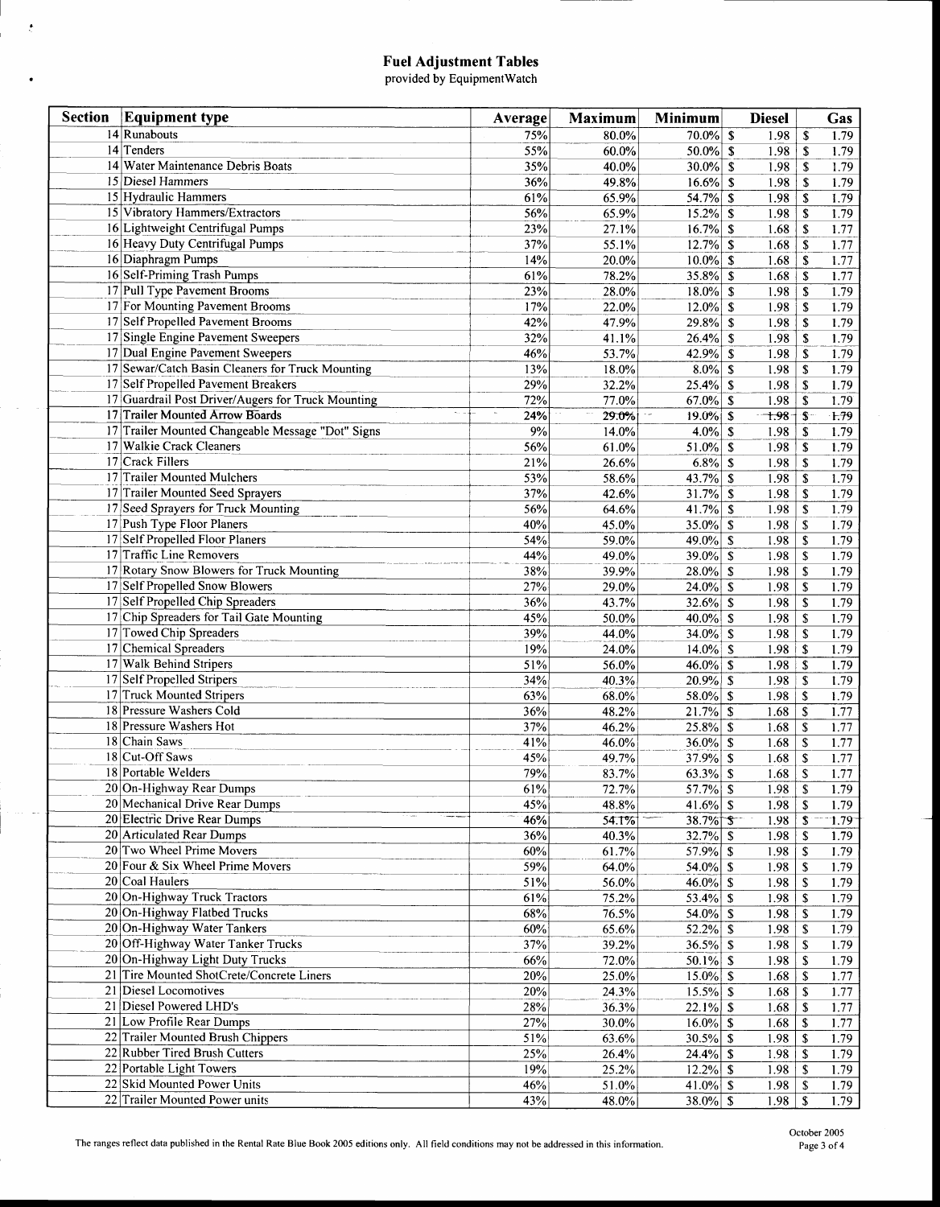# Fuel Adjustment Tables

provided by EquipmentWatch

| Section | Equipment type | Average | Maximum | Minimum | Diesel | Gas |
|---|---|---|---|---|---|---|
| 14 | Runabouts | 75% | 80.0% | 70.0% | $ 1.98 | $ 1.79 |
| 14 | Tenders | 55% | 60.0% | 50.0% | $ 1.98 | $ 1.79 |
| 14 | Water Maintenance Debris Boats | 35% | 40.0% | 30.0% | $ 1.98 | $ 1.79 |
| 15 | Diesel Hammers | 36% | 49.8% | 16.6% | $ 1.98 | $ 1.79 |
| 15 | Hydraulic Hammers | 61% | 65.9% | 54.7% | $ 1.98 | $ 1.79 |
| 15 | Vibratory Hammers/Extractors | 56% | 65.9% | 15.2% | $ 1.98 | $ 1.79 |
| 16 | Lightweight Centrifugal Pumps | 23% | 27.1% | 16.7% | $ 1.68 | $ 1.77 |
| 16 | Heavy Duty Centrifugal Pumps | 37% | 55.1% | 12.7% | $ 1.68 | $ 1.77 |
| 16 | Diaphragm Pumps | 14% | 20.0% | 10.0% | $ 1.68 | $ 1.77 |
| 16 | Self-Priming Trash Pumps | 61% | 78.2% | 35.8% | $ 1.68 | $ 1.77 |
| 17 | Pull Type Pavement Brooms | 23% | 28.0% | 18.0% | $ 1.98 | $ 1.79 |
| 17 | For Mounting Pavement Brooms | 17% | 22.0% | 12.0% | $ 1.98 | $ 1.79 |
| 17 | Self Propelled Pavement Brooms | 42% | 47.9% | 29.8% | $ 1.98 | $ 1.79 |
| 17 | Single Engine Pavement Sweepers | 32% | 41.1% | 26.4% | $ 1.98 | $ 1.79 |
| 17 | Dual Engine Pavement Sweepers | 46% | 53.7% | 42.9% | $ 1.98 | $ 1.79 |
| 17 | Sewar/Catch Basin Cleaners for Truck Mounting | 13% | 18.0% | 8.0% | $ 1.98 | $ 1.79 |
| 17 | Self Propelled Pavement Breakers | 29% | 32.2% | 25.4% | $ 1.98 | $ 1.79 |
| 17 | Guardrail Post Driver/Augers for Truck Mounting | 72% | 77.0% | 67.0% | $ 1.98 | $ 1.79 |
| 17 | Trailer Mounted Arrow Boards | 24% | 29.0% | 19.0% | $ 1.98 | $ 1.79 |
| 17 | Trailer Mounted Changeable Message "Dot" Signs | 9% | 14.0% | 4.0% | $ 1.98 | $ 1.79 |
| 17 | Walkie Crack Cleaners | 56% | 61.0% | 51.0% | $ 1.98 | $ 1.79 |
| 17 | Crack Fillers | 21% | 26.6% | 6.8% | $ 1.98 | $ 1.79 |
| 17 | Trailer Mounted Mulchers | 53% | 58.6% | 43.7% | $ 1.98 | $ 1.79 |
| 17 | Trailer Mounted Seed Sprayers | 37% | 42.6% | 31.7% | $ 1.98 | $ 1.79 |
| 17 | Seed Sprayers for Truck Mounting | 56% | 64.6% | 41.7% | $ 1.98 | $ 1.79 |
| 17 | Push Type Floor Planers | 40% | 45.0% | 35.0% | $ 1.98 | $ 1.79 |
| 17 | Self Propelled Floor Planers | 54% | 59.0% | 49.0% | $ 1.98 | $ 1.79 |
| 17 | Traffic Line Removers | 44% | 49.0% | 39.0% | $ 1.98 | $ 1.79 |
| 17 | Rotary Snow Blowers for Truck Mounting | 38% | 39.9% | 28.0% | $ 1.98 | $ 1.79 |
| 17 | Self Propelled Snow Blowers | 27% | 29.0% | 24.0% | $ 1.98 | $ 1.79 |
| 17 | Self Propelled Chip Spreaders | 36% | 43.7% | 32.6% | $ 1.98 | $ 1.79 |
| 17 | Chip Spreaders for Tail Gate Mounting | 45% | 50.0% | 40.0% | $ 1.98 | $ 1.79 |
| 17 | Towed Chip Spreaders | 39% | 44.0% | 34.0% | $ 1.98 | $ 1.79 |
| 17 | Chemical Spreaders | 19% | 24.0% | 14.0% | $ 1.98 | $ 1.79 |
| 17 | Walk Behind Stripers | 51% | 56.0% | 46.0% | $ 1.98 | $ 1.79 |
| 17 | Self Propelled Stripers | 34% | 40.3% | 20.9% | $ 1.98 | $ 1.79 |
| 17 | Truck Mounted Stripers | 63% | 68.0% | 58.0% | $ 1.98 | $ 1.79 |
| 18 | Pressure Washers Cold | 36% | 48.2% | 21.7% | $ 1.68 | $ 1.77 |
| 18 | Pressure Washers Hot | 37% | 46.2% | 25.8% | $ 1.68 | $ 1.77 |
| 18 | Chain Saws | 41% | 46.0% | 36.0% | $ 1.68 | $ 1.77 |
| 18 | Cut-Off Saws | 45% | 49.7% | 37.9% | $ 1.68 | $ 1.77 |
| 18 | Portable Welders | 79% | 83.7% | 63.3% | $ 1.68 | $ 1.77 |
| 20 | On-Highway Rear Dumps | 61% | 72.7% | 57.7% | $ 1.98 | $ 1.79 |
| 20 | Mechanical Drive Rear Dumps | 45% | 48.8% | 41.6% | $ 1.98 | $ 1.79 |
| 20 | Electric Drive Rear Dumps | 46% | 54.1% | 38.7% | $ 1.98 | $ 1.79 |
| 20 | Articulated Rear Dumps | 36% | 40.3% | 32.7% | $ 1.98 | $ 1.79 |
| 20 | Two Wheel Prime Movers | 60% | 61.7% | 57.9% | $ 1.98 | $ 1.79 |
| 20 | Four & Six Wheel Prime Movers | 59% | 64.0% | 54.0% | $ 1.98 | $ 1.79 |
| 20 | Coal Haulers | 51% | 56.0% | 46.0% | $ 1.98 | $ 1.79 |
| 20 | On-Highway Truck Tractors | 61% | 75.2% | 53.4% | $ 1.98 | $ 1.79 |
| 20 | On-Highway Flatbed Trucks | 68% | 76.5% | 54.0% | $ 1.98 | $ 1.79 |
| 20 | On-Highway Water Tankers | 60% | 65.6% | 52.2% | $ 1.98 | $ 1.79 |
| 20 | Off-Highway Water Tanker Trucks | 37% | 39.2% | 36.5% | $ 1.98 | $ 1.79 |
| 20 | On-Highway Light Duty Trucks | 66% | 72.0% | 50.1% | $ 1.98 | $ 1.79 |
| 21 | Tire Mounted ShotCrete/Concrete Liners | 20% | 25.0% | 15.0% | $ 1.68 | $ 1.77 |
| 21 | Diesel Locomotives | 20% | 24.3% | 15.5% | $ 1.68 | $ 1.77 |
| 21 | Diesel Powered LHD's | 28% | 36.3% | 22.1% | $ 1.68 | $ 1.77 |
| 21 | Low Profile Rear Dumps | 27% | 30.0% | 16.0% | $ 1.68 | $ 1.77 |
| 22 | Trailer Mounted Brush Chippers | 51% | 63.6% | 30.5% | $ 1.98 | $ 1.79 |
| 22 | Rubber Tired Brush Cutters | 25% | 26.4% | 24.4% | $ 1.98 | $ 1.79 |
| 22 | Portable Light Towers | 19% | 25.2% | 12.2% | $ 1.98 | $ 1.79 |
| 22 | Skid Mounted Power Units | 46% | 51.0% | 41.0% | $ 1.98 | $ 1.79 |
| 22 | Trailer Mounted Power units | 43% | 48.0% | 38.0% | $ 1.98 | $ 1.79 |

The ranges reflect data published in the Rental Rate Blue Book 2005 editions only. All field conditions may not be addressed in this information.

October 2005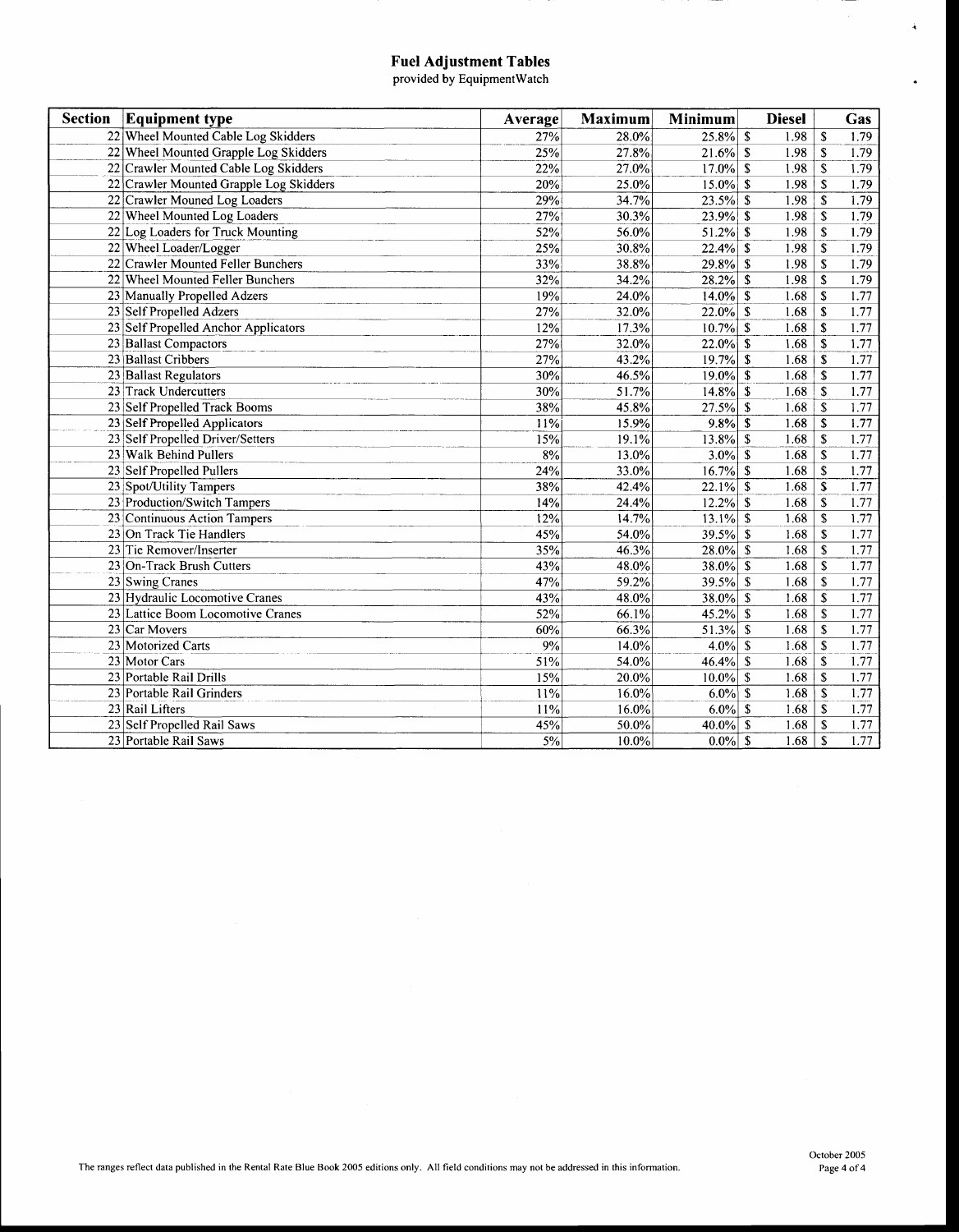# Fuel Adjustment Tables

provided by EquipmentWatch

| Section | Equipment type | Average | Maximum | Minimum | Diesel | Gas |
|---|---|---|---|---|---|---|
| 22 | Wheel Mounted Cable Log Skidders | 27% | 28.0% | 25.8% | $ 1.98 | $ 1.79 |
| 22 | Wheel Mounted Grapple Log Skidders | 25% | 27.8% | 21.6% | $ 1.98 | $ 1.79 |
| 22 | Crawler Mounted Cable Log Skidders | 22% | 27.0% | 17.0% | $ 1.98 | $ 1.79 |
| 22 | Crawler Mounted Grapple Log Skidders | 20% | 25.0% | 15.0% | $ 1.98 | $ 1.79 |
| 22 | Crawler Mouned Log Loaders | 29% | 34.7% | 23.5% | $ 1.98 | $ 1.79 |
| 22 | Wheel Mounted Log Loaders | 27% | 30.3% | 23.9% | $ 1.98 | $ 1.79 |
| 22 | Log Loaders for Truck Mounting | 52% | 56.0% | 51.2% | $ 1.98 | $ 1.79 |
| 22 | Wheel Loader/Logger | 25% | 30.8% | 22.4% | $ 1.98 | $ 1.79 |
| 22 | Crawler Mounted Feller Bunchers | 33% | 38.8% | 29.8% | $ 1.98 | $ 1.79 |
| 22 | Wheel Mounted Feller Bunchers | 32% | 34.2% | 28.2% | $ 1.98 | $ 1.79 |
| 23 | Manually Propelled Adzers | 19% | 24.0% | 14.0% | $ 1.68 | $ 1.77 |
| 23 | Self Propelled Adzers | 27% | 32.0% | 22.0% | $ 1.68 | $ 1.77 |
| 23 | Self Propelled Anchor Applicators | 12% | 17.3% | 10.7% | $ 1.68 | $ 1.77 |
| 23 | Ballast Compactors | 27% | 32.0% | 22.0% | $ 1.68 | $ 1.77 |
| 23 | Ballast Cribbers | 27% | 43.2% | 19.7% | $ 1.68 | $ 1.77 |
| 23 | Ballast Regulators | 30% | 46.5% | 19.0% | $ 1.68 | $ 1.77 |
| 23 | Track Undercutters | 30% | 51.7% | 14.8% | $ 1.68 | $ 1.77 |
| 23 | Self Propelled Track Booms | 38% | 45.8% | 27.5% | $ 1.68 | $ 1.77 |
| 23 | Self Propelled Applicators | 11% | 15.9% | 9.8% | $ 1.68 | $ 1.77 |
| 23 | Self Propelled Driver/Setters | 15% | 19.1% | 13.8% | $ 1.68 | $ 1.77 |
| 23 | Walk Behind Pullers | 8% | 13.0% | 3.0% | $ 1.68 | $ 1.77 |
| 23 | Self Propelled Pullers | 24% | 33.0% | 16.7% | $ 1.68 | $ 1.77 |
| 23 | Spot/Utility Tampers | 38% | 42.4% | 22.1% | $ 1.68 | $ 1.77 |
| 23 | Production/Switch Tampers | 14% | 24.4% | 12.2% | $ 1.68 | $ 1.77 |
| 23 | Continuous Action Tampers | 12% | 14.7% | 13.1% | $ 1.68 | $ 1.77 |
| 23 | On Track Tie Handlers | 45% | 54.0% | 39.5% | $ 1.68 | $ 1.77 |
| 23 | Tie Remover/Inserter | 35% | 46.3% | 28.0% | $ 1.68 | $ 1.77 |
| 23 | On-Track Brush Cutters | 43% | 48.0% | 38.0% | $ 1.68 | $ 1.77 |
| 23 | Swing Cranes | 47% | 59.2% | 39.5% | $ 1.68 | $ 1.77 |
| 23 | Hydraulic Locomotive Cranes | 43% | 48.0% | 38.0% | $ 1.68 | $ 1.77 |
| 23 | Lattice Boom Locomotive Cranes | 52% | 66.1% | 45.2% | $ 1.68 | $ 1.77 |
| 23 | Car Movers | 60% | 66.3% | 51.3% | $ 1.68 | $ 1.77 |
| 23 | Motorized Carts | 9% | 14.0% | 4.0% | $ 1.68 | $ 1.77 |
| 23 | Motor Cars | 51% | 54.0% | 46.4% | $ 1.68 | $ 1.77 |
| 23 | Portable Rail Drills | 15% | 20.0% | 10.0% | $ 1.68 | $ 1.77 |
| 23 | Portable Rail Grinders | 11% | 16.0% | 6.0% | $ 1.68 | $ 1.77 |
| 23 | Rail Lifters | 11% | 16.0% | 6.0% | $ 1.68 | $ 1.77 |
| 23 | Self Propelled Rail Saws | 45% | 50.0% | 40.0% | $ 1.68 | $ 1.77 |
| 23 | Portable Rail Saws | 5% | 10.0% | 0.0% | $ 1.68 | $ 1.77 |

The ranges reflect data published in the Rental Rate Blue Book 2005 editions only. All field conditions may not be addressed in this information.

October 2005